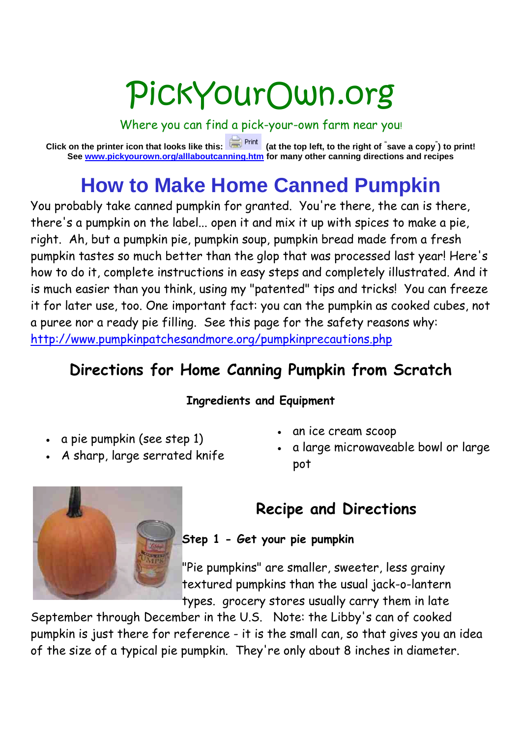# PickYourOwn.org

Where you can find a pick-your-own farm near you!

**Click on the printer icon that looks like this: Print (at the top left, to the right of "save a copy") to print!**
**See [www.pickyourown.org/alllaboutcanning.htm](www.pickyourown.org/alllaboutcanning.htm) for many other canning directions and recipes**

# How to Make Home Canned Pumpkin

You probably take canned pumpkin for granted. You're there, the can is there, there's a pumpkin on the label... open it and mix it up with spices to make a pie, right. Ah, but a pumpkin pie, pumpkin soup, pumpkin bread made from a fresh pumpkin tastes so much better than the glop that was processed last year! Here's how to do it, complete instructions in easy steps and completely illustrated. And it is much easier than you think, using my "patented" tips and tricks! You can freeze it for later use, too. One important fact: you can the pumpkin as cooked cubes, not a puree nor a ready pie filling. See this page for the safety reasons why: [http://www.pumpkinpatchesandmore.org/pumpkinprecautions.php](http://www.pumpkinpatchesandmore.org/pumpkinprecautions.php)

## Directions for Home Canning Pumpkin from Scratch

### Ingredients and Equipment

- a pie pumpkin (see step 1)
- A sharp, large serrated knife
- an ice cream scoop
- a large microwaveable bowl or large pot

## Recipe and Directions

### Step 1 - Get your pie pumpkin

"Pie pumpkins" are smaller, sweeter, less grainy textured pumpkins than the usual jack-o-lantern types. grocery stores usually carry them in late September through December in the U.S. Note: the Libby's can of cooked pumpkin is just there for reference - it is the small can, so that gives you an idea of the size of a typical pie pumpkin. They're only about 8 inches in diameter.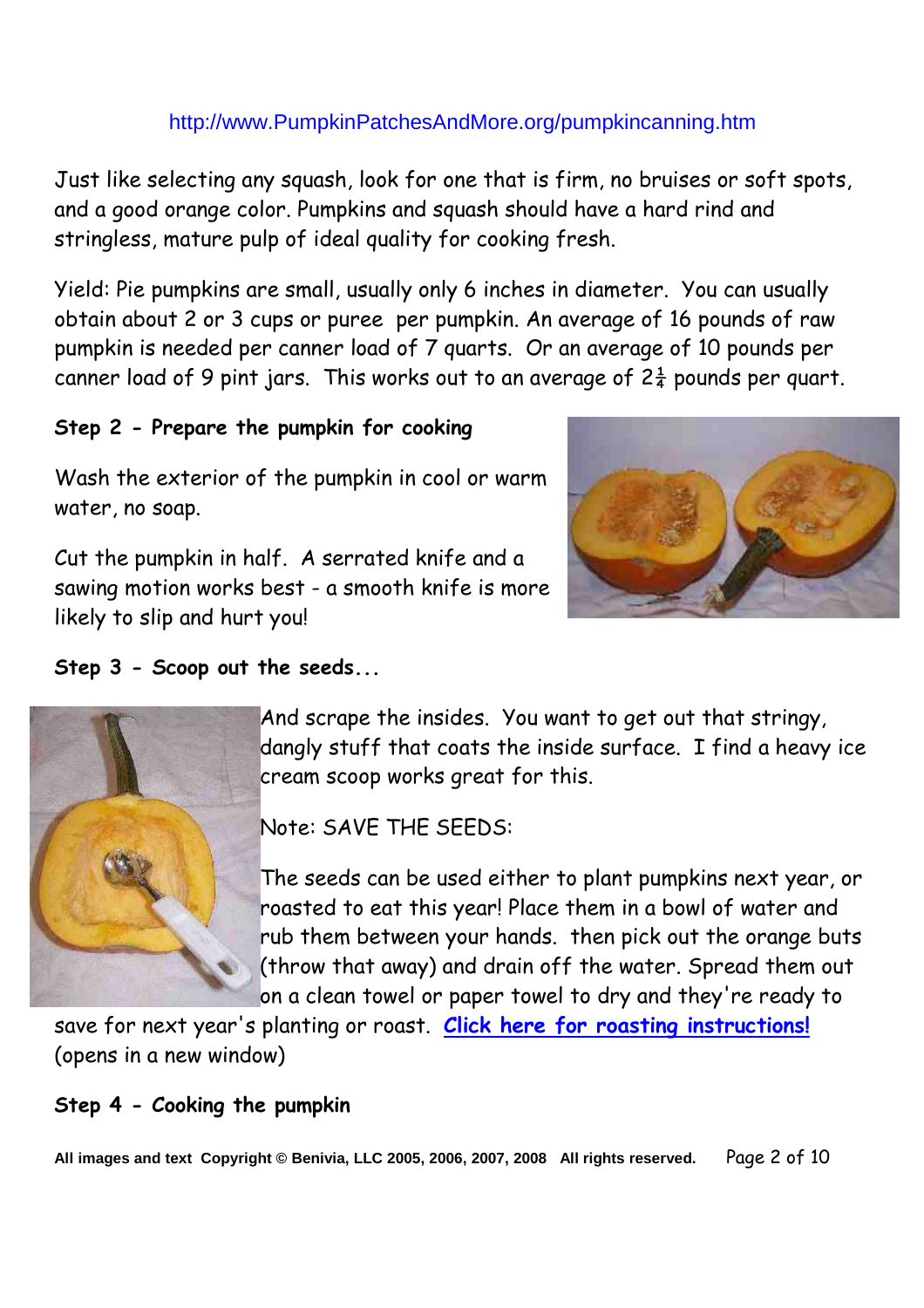http://www.PumpkinPatchesAndMore.org/pumpkincanning.htm

Just like selecting any squash, look for one that is firm, no bruises or soft spots, and a good orange color. Pumpkins and squash should have a hard rind and stringless, mature pulp of ideal quality for cooking fresh.

Yield: Pie pumpkins are small, usually only 6 inches in diameter. You can usually obtain about 2 or 3 cups or puree per pumpkin. An average of 16 pounds of raw pumpkin is needed per canner load of 7 quarts. Or an average of 10 pounds per canner load of 9 pint jars. This works out to an average of $2\frac{1}{4}$ pounds per quart.

**Step 2 - Prepare the pumpkin for cooking**

Wash the exterior of the pumpkin in cool or warm water, no soap.

Cut the pumpkin in half. A serrated knife and a sawing motion works best - a smooth knife is more likely to slip and hurt you!

**Step 3 - Scoop out the seeds...**

And scrape the insides. You want to get out that stringy, dangly stuff that coats the inside surface. I find a heavy ice cream scoop works great for this.

Note: SAVE THE SEEDS:

The seeds can be used either to plant pumpkins next year, or roasted to eat this year! Place them in a bowl of water and rub them between your hands. then pick out the orange buts (throw that away) and drain off the water. Spread them out on a clean towel or paper towel to dry and they're ready to save for next year's planting or roast. **Click here for roasting instructions!** (opens in a new window)

**Step 4 - Cooking the pumpkin**

All images and text Copyright © Benivia, LLC 2005, 2006, 2007, 2008 All rights reserved.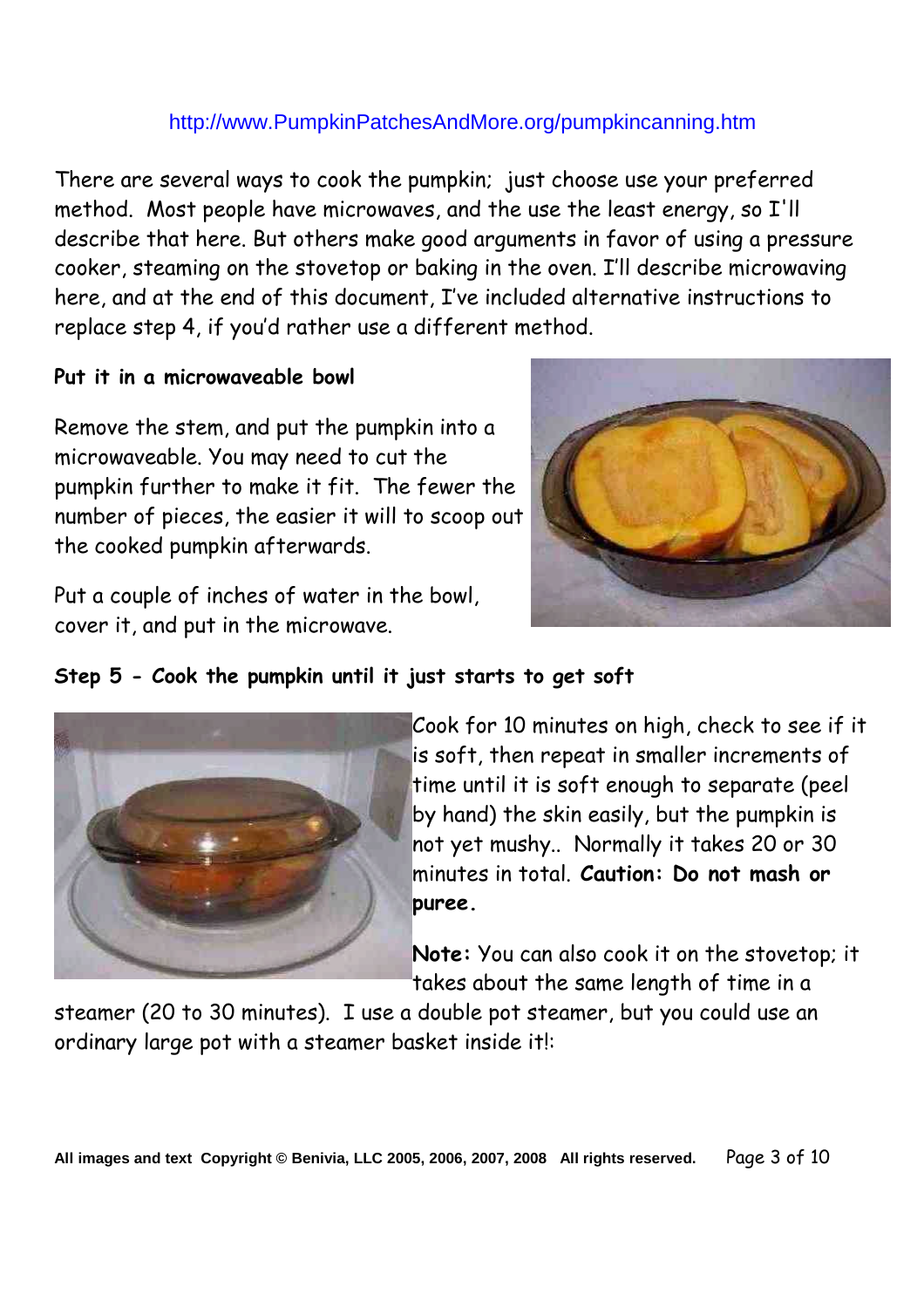http://www.PumpkinPatchesAndMore.org/pumpkincanning.htm

There are several ways to cook the pumpkin; just choose use your preferred method. Most people have microwaves, and the use the least energy, so I'll describe that here. But others make good arguments in favor of using a pressure cooker, steaming on the stovetop or baking in the oven. I'll describe microwaving here, and at the end of this document, I've included alternative instructions to replace step 4, if you'd rather use a different method.

**Put it in a microwaveable bowl**

Remove the stem, and put the pumpkin into a microwaveable. You may need to cut the pumpkin further to make it fit. The fewer the number of pieces, the easier it will to scoop out the cooked pumpkin afterwards.

Put a couple of inches of water in the bowl, cover it, and put in the microwave.

**Step 5 - Cook the pumpkin until it just starts to get soft**

Cook for 10 minutes on high, check to see if it is soft, then repeat in smaller increments of time until it is soft enough to separate (peel by hand) the skin easily, but the pumpkin is not yet mushy.. Normally it takes 20 or 30 minutes in total. **Caution: Do not mash or puree.**

**Note:** You can also cook it on the stovetop; it takes about the same length of time in a steamer (20 to 30 minutes). I use a double pot steamer, but you could use an ordinary large pot with a steamer basket inside it!:

All images and text Copyright © Benivia, LLC 2005, 2006, 2007, 2008 All rights reserved.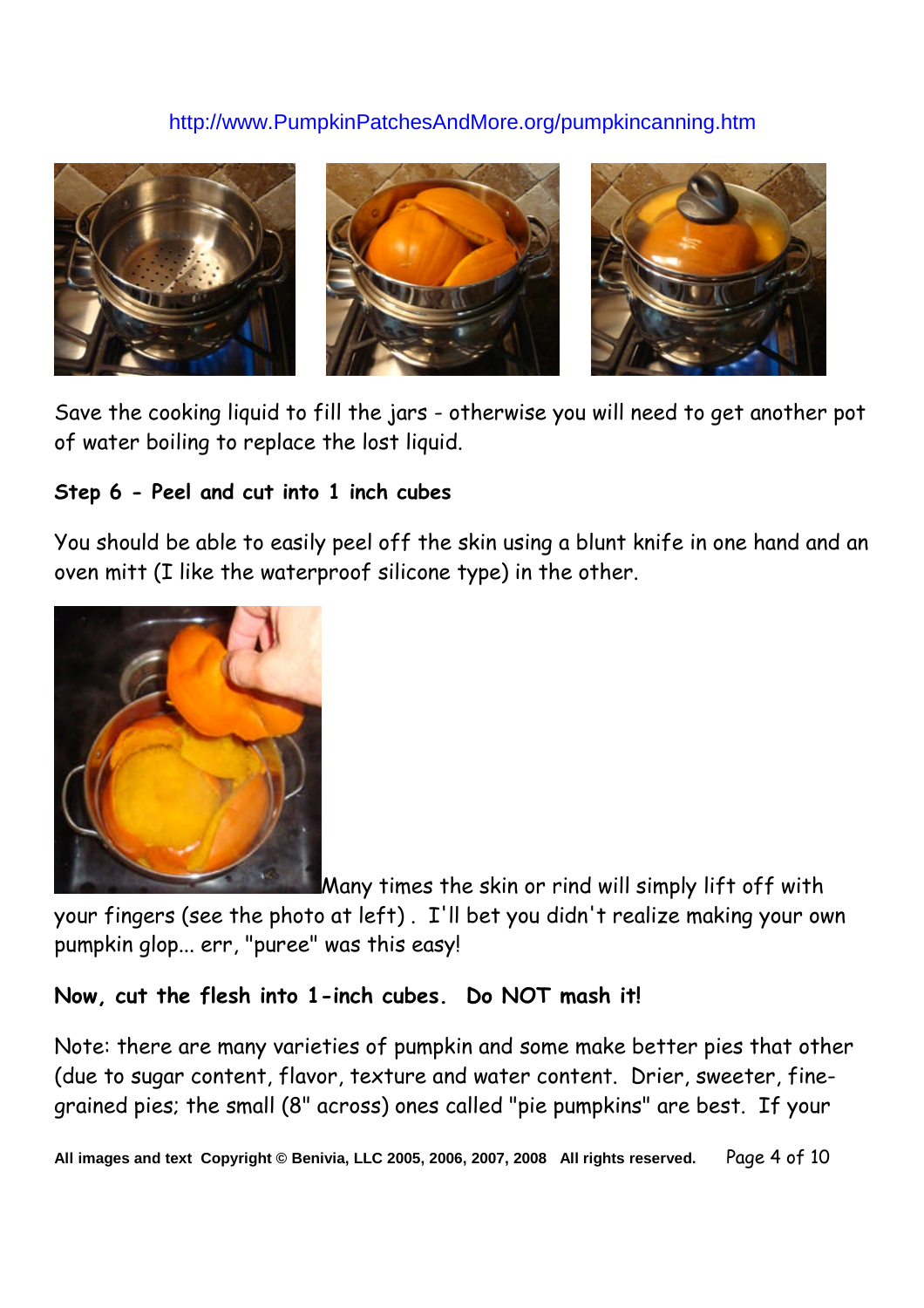http://www.PumpkinPatchesAndMore.org/pumpkincanning.htm

Save the cooking liquid to fill the jars - otherwise you will need to get another pot of water boiling to replace the lost liquid.

**Step 6 - Peel and cut into 1 inch cubes**

You should be able to easily peel off the skin using a blunt knife in one hand and an oven mitt (I like the waterproof silicone type) in the other.

Many times the skin or rind will simply lift off with your fingers (see the photo at left) . I'll bet you didn't realize making your own pumpkin glop... err, "puree" was this easy!

**Now, cut the flesh into 1-inch cubes. Do NOT mash it!**

Note: there are many varieties of pumpkin and some make better pies that other (due to sugar content, flavor, texture and water content. Drier, sweeter, fine-grained pies; the small (8" across) ones called "pie pumpkins" are best. If your

All images and text Copyright © Benivia, LLC 2005, 2006, 2007, 2008 All rights reserved.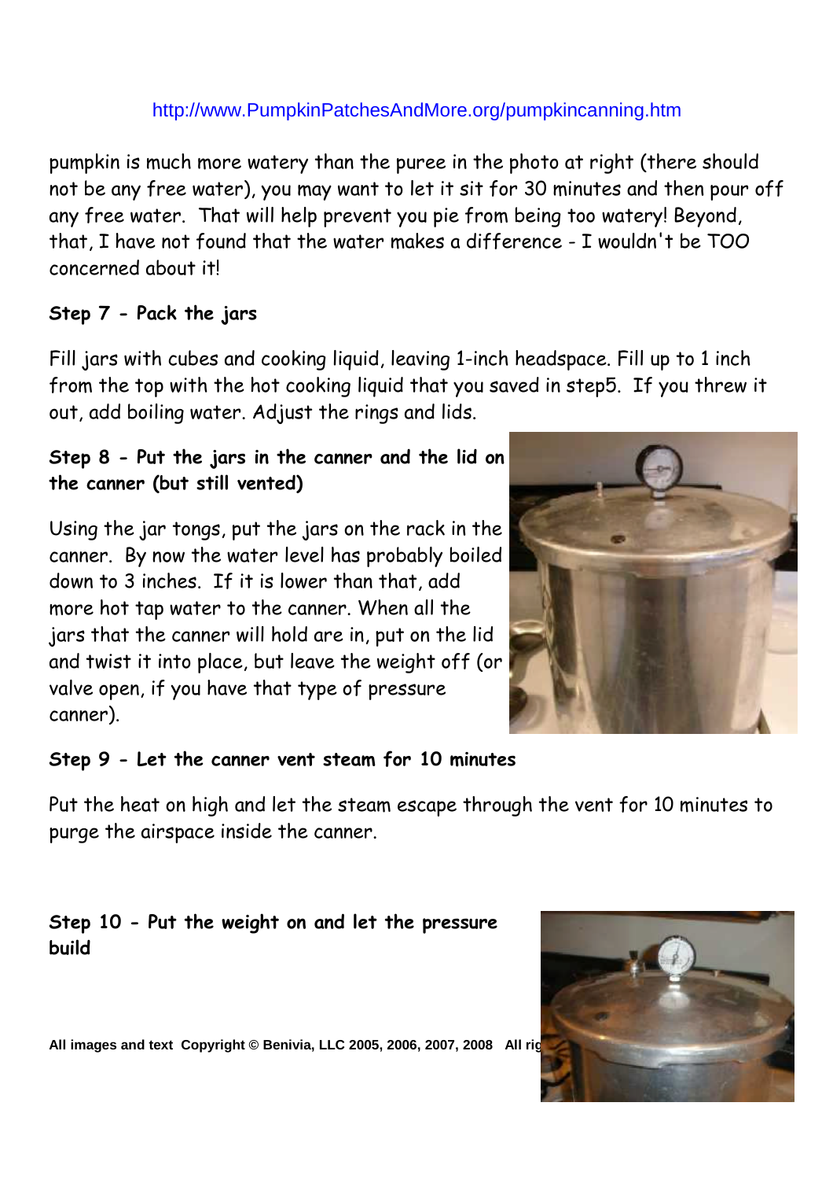pumpkin is much more watery than the puree in the photo at right (there should not be any free water), you may want to let it sit for 30 minutes and then pour off any free water. That will help prevent you pie from being too watery! Beyond, that, I have not found that the water makes a difference - I wouldn't be TOO concerned about it!

**Step 7 - Pack the jars**

Fill jars with cubes and cooking liquid, leaving 1-inch headspace. Fill up to 1 inch from the top with the hot cooking liquid that you saved in step5. If you threw it out, add boiling water. Adjust the rings and lids.

**Step 8 - Put the jars in the canner and the lid on the canner (but still vented)**

Using the jar tongs, put the jars on the rack in the canner. By now the water level has probably boiled down to 3 inches. If it is lower than that, add more hot tap water to the canner. When all the jars that the canner will hold are in, put on the lid and twist it into place, but leave the weight off (or valve open, if you have that type of pressure canner).

**Step 9 - Let the canner vent steam for 10 minutes**

Put the heat on high and let the steam escape through the vent for 10 minutes to purge the airspace inside the canner.

**Step 10 - Put the weight on and let the pressure build**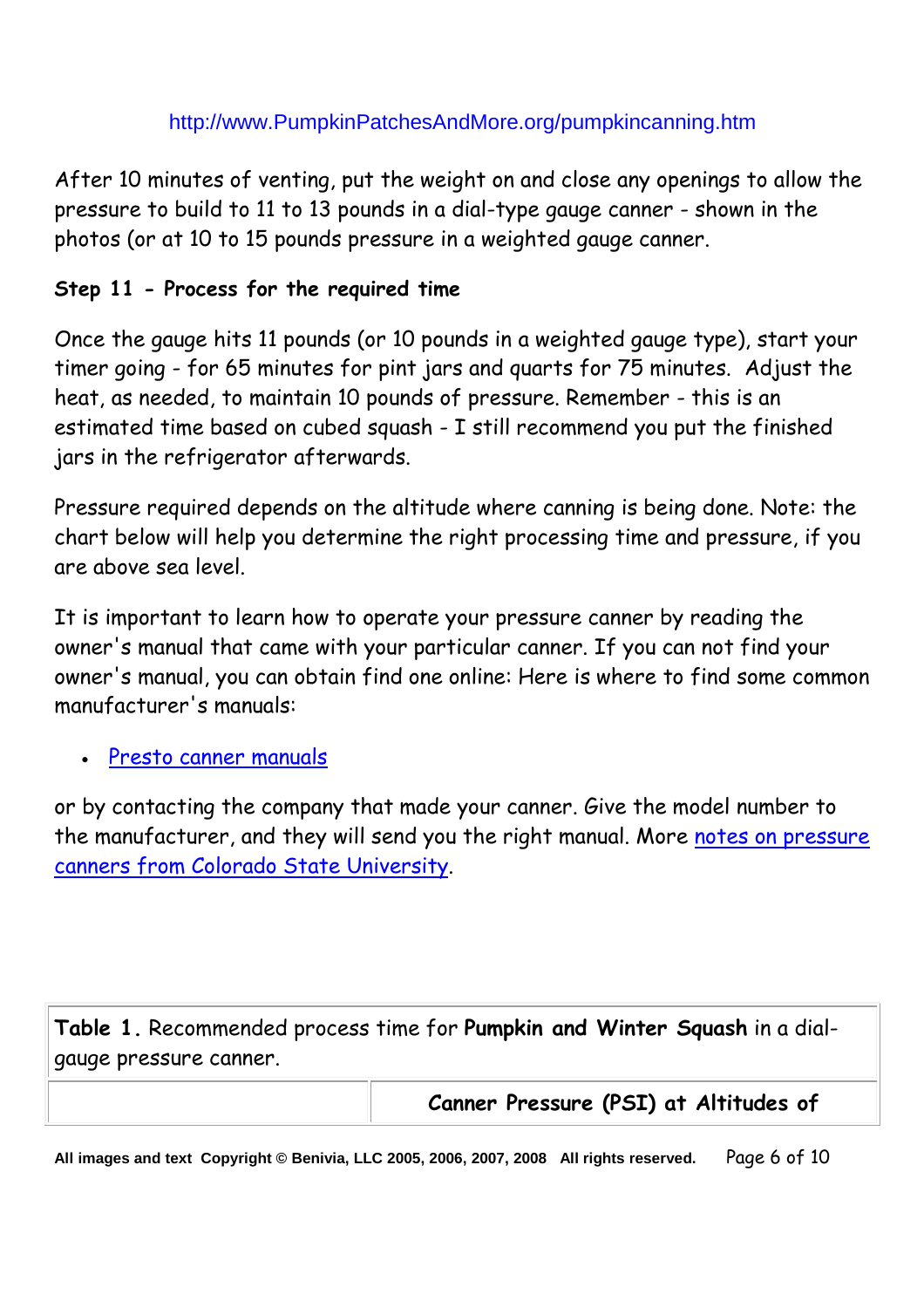http://www.PumpkinPatchesAndMore.org/pumpkincanning.htm

After 10 minutes of venting, put the weight on and close any openings to allow the pressure to build to 11 to 13 pounds in a dial-type gauge canner - shown in the photos (or at 10 to 15 pounds pressure in a weighted gauge canner.

**Step 11 - Process for the required time**

Once the gauge hits 11 pounds (or 10 pounds in a weighted gauge type), start your timer going - for 65 minutes for pint jars and quarts for 75 minutes. Adjust the heat, as needed, to maintain 10 pounds of pressure. Remember - this is an estimated time based on cubed squash - I still recommend you put the finished jars in the refrigerator afterwards.

Pressure required depends on the altitude where canning is being done. Note: the chart below will help you determine the right processing time and pressure, if you are above sea level.

It is important to learn how to operate your pressure canner by reading the owner's manual that came with your particular canner. If you can not find your owner's manual, you can obtain find one online: Here is where to find some common manufacturer's manuals:

- Presto canner manuals

or by contacting the company that made your canner. Give the model number to the manufacturer, and they will send you the right manual. More notes on pressure canners from Colorado State University.

| **Table 1.** Recommended process time for **Pumpkin and Winter Squash** in a dial-gauge pressure canner. | |
|---|---|
| | **Canner Pressure (PSI) at Altitudes of** |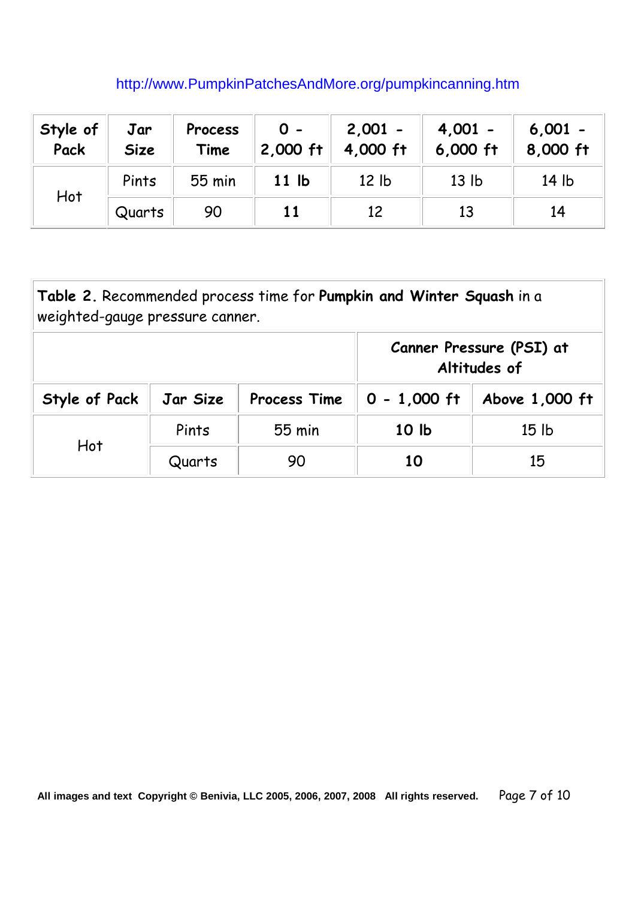http://www.PumpkinPatchesAndMore.org/pumpkincanning.htm

| Style of Pack | Jar Size | Process Time | 0 - 2,000 ft | 2,001 - 4,000 ft | 4,001 - 6,000 ft | 6,001 - 8,000 ft |
|---|---|---|---|---|---|---|
| Hot | Pints | 55 min | **11 lb** | 12 lb | 13 lb | 14 lb |
| | Quarts | 90 | **11** | 12 | 13 | 14 |

**Table 2.** Recommended process time for **Pumpkin and Winter Squash** in a weighted-gauge pressure canner.

| | | | Canner Pressure (PSI) at Altitudes of | |
|---|---|---|---|---|
| **Style of Pack** | **Jar Size** | **Process Time** | **0 - 1,000 ft** | **Above 1,000 ft** |
| Hot | Pints | 55 min | **10 lb** | 15 lb |
| | Quarts | 90 | **10** | 15 |

All images and text Copyright © Benivia, LLC 2005, 2006, 2007, 2008 All rights reserved.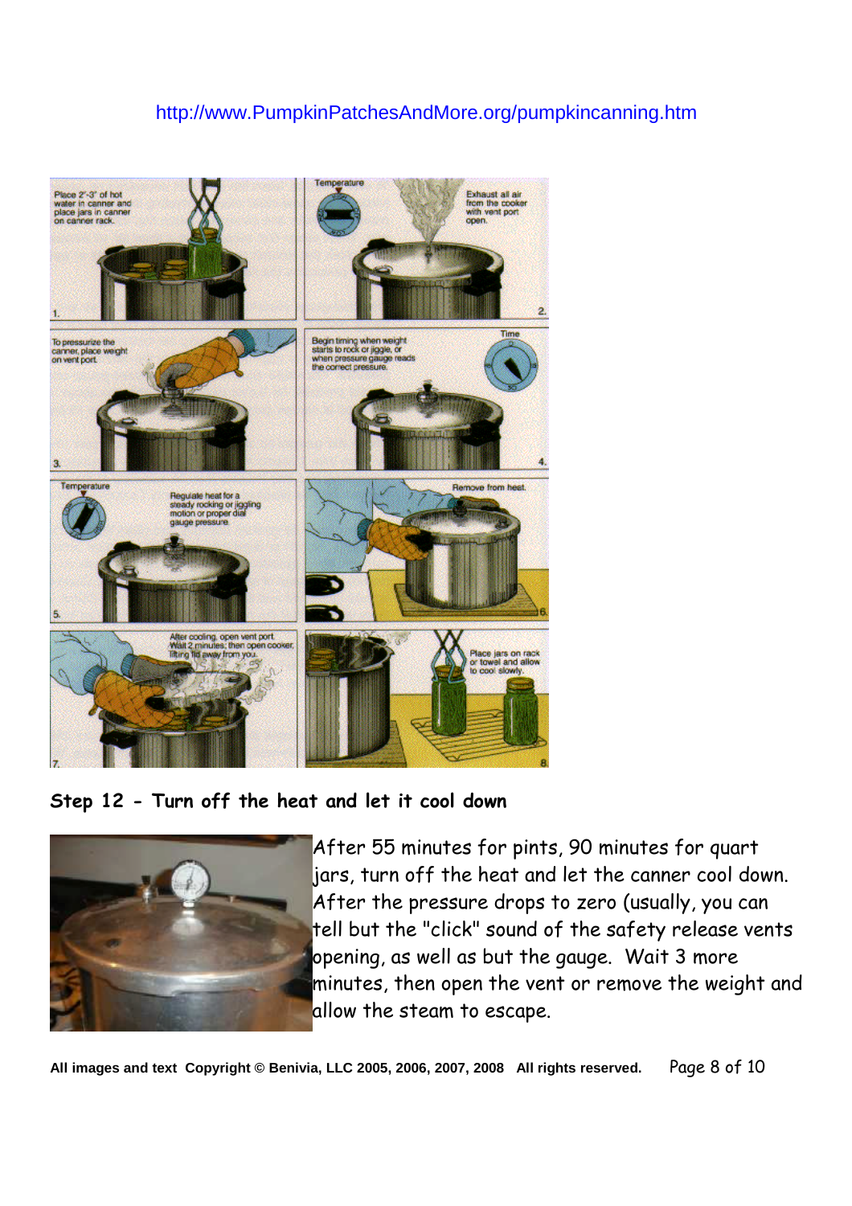http://www.PumpkinPatchesAndMore.org/pumpkincanning.htm

**Step 12 - Turn off the heat and let it cool down**

After 55 minutes for pints, 90 minutes for quart jars, turn off the heat and let the canner cool down. After the pressure drops to zero (usually, you can tell but the "click" sound of the safety release vents opening, as well as but the gauge. Wait 3 more minutes, then open the vent or remove the weight and allow the steam to escape.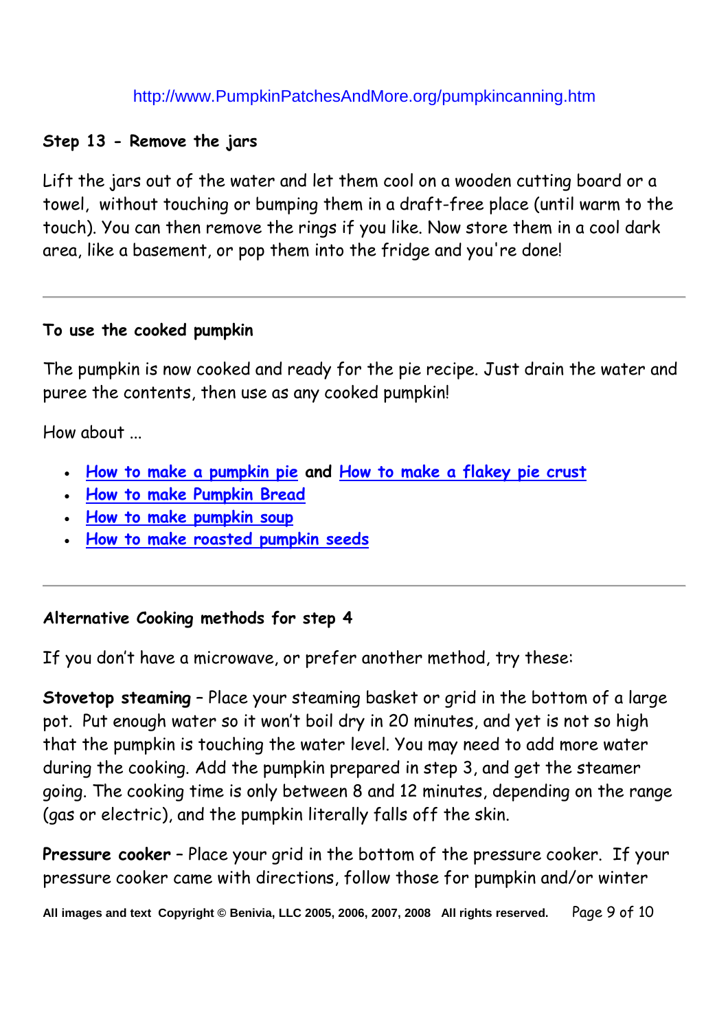http://www.PumpkinPatchesAndMore.org/pumpkincanning.htm

**Step 13 - Remove the jars**

Lift the jars out of the water and let them cool on a wooden cutting board or a towel, without touching or bumping them in a draft-free place (until warm to the touch). You can then remove the rings if you like. Now store them in a cool dark area, like a basement, or pop them into the fridge and you're done!

---

**To use the cooked pumpkin**

The pumpkin is now cooked and ready for the pie recipe. Just drain the water and puree the contents, then use as any cooked pumpkin!

How about ...

- **How to make a pumpkin pie** and **How to make a flakey pie crust**
- **How to make Pumpkin Bread**
- **How to make pumpkin soup**
- **How to make roasted pumpkin seeds**

---

**Alternative Cooking methods for step 4**

If you don't have a microwave, or prefer another method, try these:

**Stovetop steaming** – Place your steaming basket or grid in the bottom of a large pot. Put enough water so it won't boil dry in 20 minutes, and yet is not so high that the pumpkin is touching the water level. You may need to add more water during the cooking. Add the pumpkin prepared in step 3, and get the steamer going. The cooking time is only between 8 and 12 minutes, depending on the range (gas or electric), and the pumpkin literally falls off the skin.

**Pressure cooker** – Place your grid in the bottom of the pressure cooker. If your pressure cooker came with directions, follow those for pumpkin and/or winter

All images and text Copyright © Benivia, LLC 2005, 2006, 2007, 2008 All rights reserved.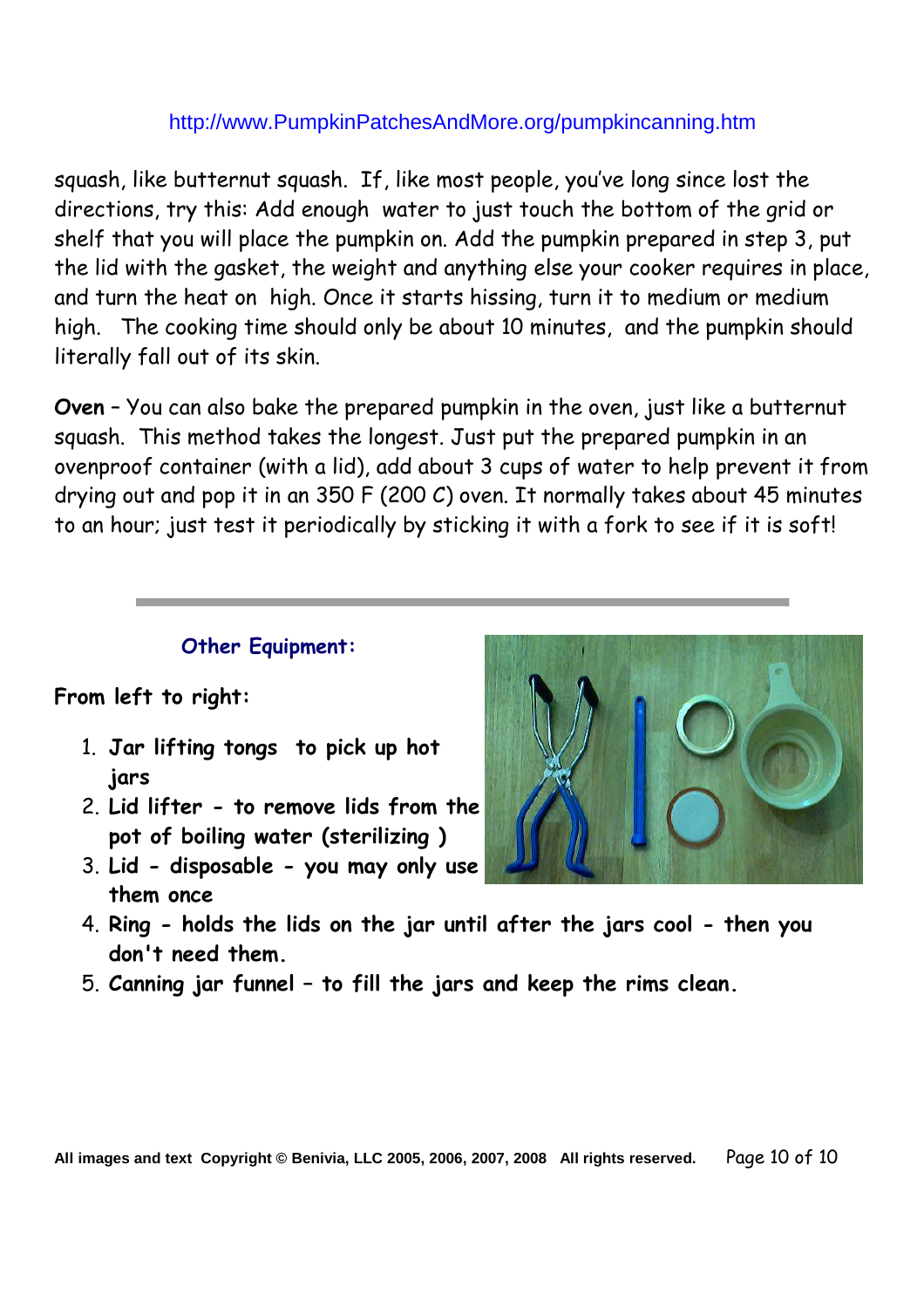squash, like butternut squash. If, like most people, you've long since lost the directions, try this: Add enough water to just touch the bottom of the grid or shelf that you will place the pumpkin on. Add the pumpkin prepared in step 3, put the lid with the gasket, the weight and anything else your cooker requires in place, and turn the heat on high. Once it starts hissing, turn it to medium or medium high. The cooking time should only be about 10 minutes, and the pumpkin should literally fall out of its skin.

**Oven** – You can also bake the prepared pumpkin in the oven, just like a butternut squash. This method takes the longest. Just put the prepared pumpkin in an ovenproof container (with a lid), add about 3 cups of water to help prevent it from drying out and pop it in an 350 F (200 C) oven. It normally takes about 45 minutes to an hour; just test it periodically by sticking it with a fork to see if it is soft!

---

### Other Equipment:

**From left to right:**

1. **Jar lifting tongs to pick up hot jars**
2. **Lid lifter - to remove lids from the pot of boiling water (sterilizing )**
3. **Lid - disposable - you may only use them once**
4. **Ring - holds the lids on the jar until after the jars cool - then you don't need them.**
5. **Canning jar funnel – to fill the jars and keep the rims clean.**

All images and text Copyright © Benivia, LLC 2005, 2006, 2007, 2008 All rights reserved.